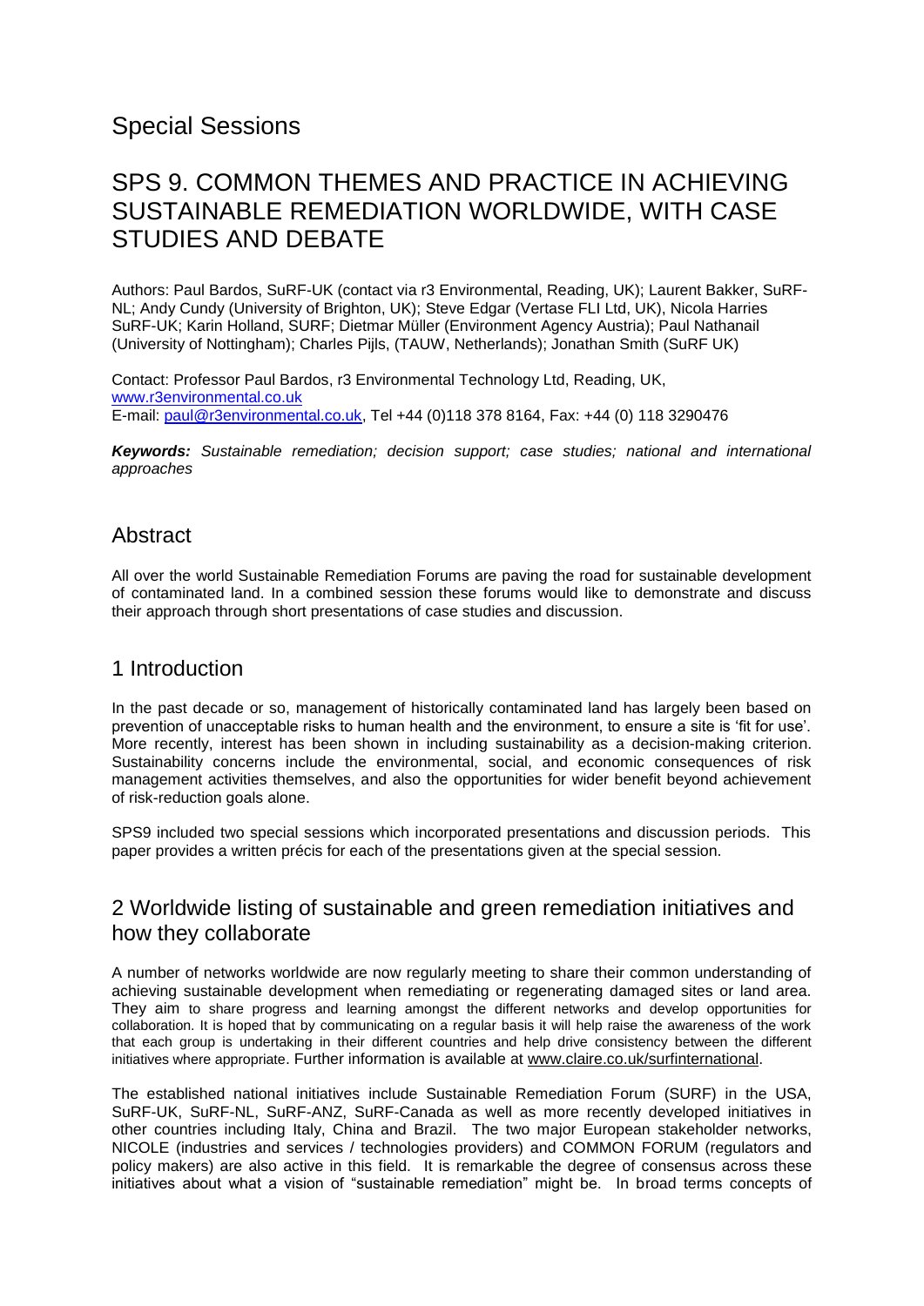# Special Sessions

## SPS 9. COMMON THEMES AND PRACTICE IN ACHIEVING SUSTAINABLE REMEDIATION WORLDWIDE, WITH CASE STUDIES AND DEBATE

Authors: Paul Bardos, SuRF-UK (contact via r3 Environmental, Reading, UK); Laurent Bakker, SuRF-NL; Andy Cundy (University of Brighton, UK); Steve Edgar (Vertase FLI Ltd, UK), Nicola Harries SuRF-UK; Karin Holland, SURF; Dietmar Müller (Environment Agency Austria); Paul Nathanail (University of Nottingham); Charles Pijls, (TAUW, Netherlands); Jonathan Smith (SuRF UK)

Contact: Professor Paul Bardos, r3 Environmental Technology Ltd, Reading, UK, www.r3environmental.co.uk
E-mail: paul@r3environmental.co.uk, Tel +44 (0)118 378 8164, Fax: +44 (0) 118 3290476

***Keywords:*** *Sustainable remediation; decision support; case studies; national and international approaches*

## Abstract

All over the world Sustainable Remediation Forums are paving the road for sustainable development of contaminated land. In a combined session these forums would like to demonstrate and discuss their approach through short presentations of case studies and discussion.

## 1 Introduction

In the past decade or so, management of historically contaminated land has largely been based on prevention of unacceptable risks to human health and the environment, to ensure a site is 'fit for use'. More recently, interest has been shown in including sustainability as a decision-making criterion. Sustainability concerns include the environmental, social, and economic consequences of risk management activities themselves, and also the opportunities for wider benefit beyond achievement of risk-reduction goals alone.

SPS9 included two special sessions which incorporated presentations and discussion periods. This paper provides a written précis for each of the presentations given at the special session.

## 2 Worldwide listing of sustainable and green remediation initiatives and how they collaborate

A number of networks worldwide are now regularly meeting to share their common understanding of achieving sustainable development when remediating or regenerating damaged sites or land area. They aim to share progress and learning amongst the different networks and develop opportunities for collaboration. It is hoped that by communicating on a regular basis it will help raise the awareness of the work that each group is undertaking in their different countries and help drive consistency between the different initiatives where appropriate. Further information is available at www.claire.co.uk/surfinternational.

The established national initiatives include Sustainable Remediation Forum (SURF) in the USA, SuRF-UK, SuRF-NL, SuRF-ANZ, SuRF-Canada as well as more recently developed initiatives in other countries including Italy, China and Brazil. The two major European stakeholder networks, NICOLE (industries and services / technologies providers) and COMMON FORUM (regulators and policy makers) are also active in this field. It is remarkable the degree of consensus across these initiatives about what a vision of "sustainable remediation" might be. In broad terms concepts of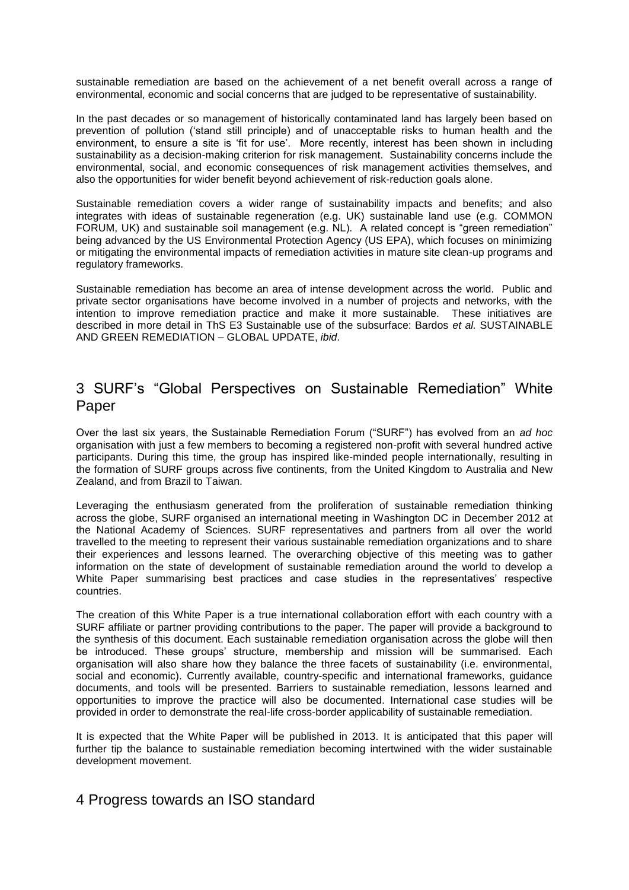sustainable remediation are based on the achievement of a net benefit overall across a range of environmental, economic and social concerns that are judged to be representative of sustainability.

In the past decades or so management of historically contaminated land has largely been based on prevention of pollution ('stand still principle) and of unacceptable risks to human health and the environment, to ensure a site is 'fit for use'. More recently, interest has been shown in including sustainability as a decision-making criterion for risk management. Sustainability concerns include the environmental, social, and economic consequences of risk management activities themselves, and also the opportunities for wider benefit beyond achievement of risk-reduction goals alone.

Sustainable remediation covers a wider range of sustainability impacts and benefits; and also integrates with ideas of sustainable regeneration (e.g. UK) sustainable land use (e.g. COMMON FORUM, UK) and sustainable soil management (e.g. NL). A related concept is "green remediation" being advanced by the US Environmental Protection Agency (US EPA), which focuses on minimizing or mitigating the environmental impacts of remediation activities in mature site clean-up programs and regulatory frameworks.

Sustainable remediation has become an area of intense development across the world. Public and private sector organisations have become involved in a number of projects and networks, with the intention to improve remediation practice and make it more sustainable. These initiatives are described in more detail in ThS E3 Sustainable use of the subsurface: Bardos *et al.* SUSTAINABLE AND GREEN REMEDIATION – GLOBAL UPDATE, *ibid*.

## 3 SURF's "Global Perspectives on Sustainable Remediation" White Paper

Over the last six years, the Sustainable Remediation Forum ("SURF") has evolved from an *ad hoc* organisation with just a few members to becoming a registered non-profit with several hundred active participants. During this time, the group has inspired like-minded people internationally, resulting in the formation of SURF groups across five continents, from the United Kingdom to Australia and New Zealand, and from Brazil to Taiwan.

Leveraging the enthusiasm generated from the proliferation of sustainable remediation thinking across the globe, SURF organised an international meeting in Washington DC in December 2012 at the National Academy of Sciences. SURF representatives and partners from all over the world travelled to the meeting to represent their various sustainable remediation organizations and to share their experiences and lessons learned. The overarching objective of this meeting was to gather information on the state of development of sustainable remediation around the world to develop a White Paper summarising best practices and case studies in the representatives' respective countries.

The creation of this White Paper is a true international collaboration effort with each country with a SURF affiliate or partner providing contributions to the paper. The paper will provide a background to the synthesis of this document. Each sustainable remediation organisation across the globe will then be introduced. These groups' structure, membership and mission will be summarised. Each organisation will also share how they balance the three facets of sustainability (i.e. environmental, social and economic). Currently available, country-specific and international frameworks, guidance documents, and tools will be presented. Barriers to sustainable remediation, lessons learned and opportunities to improve the practice will also be documented. International case studies will be provided in order to demonstrate the real-life cross-border applicability of sustainable remediation.

It is expected that the White Paper will be published in 2013. It is anticipated that this paper will further tip the balance to sustainable remediation becoming intertwined with the wider sustainable development movement.

## 4 Progress towards an ISO standard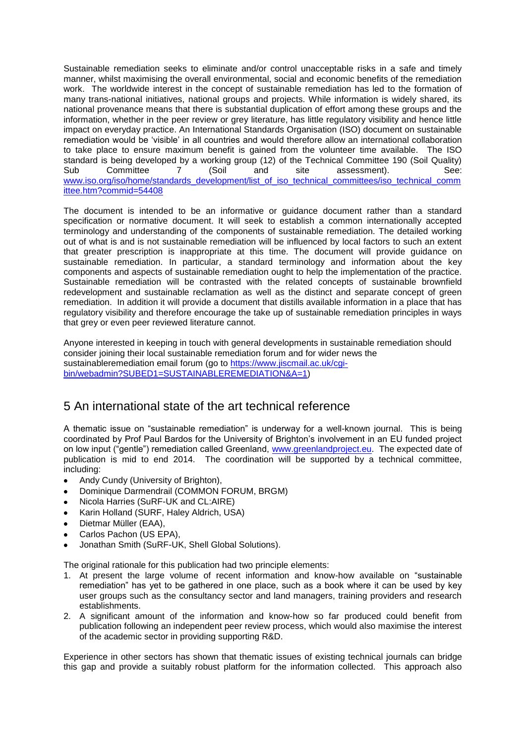Sustainable remediation seeks to eliminate and/or control unacceptable risks in a safe and timely manner, whilst maximising the overall environmental, social and economic benefits of the remediation work. The worldwide interest in the concept of sustainable remediation has led to the formation of many trans-national initiatives, national groups and projects. While information is widely shared, its national provenance means that there is substantial duplication of effort among these groups and the information, whether in the peer review or grey literature, has little regulatory visibility and hence little impact on everyday practice. An International Standards Organisation (ISO) document on sustainable remediation would be 'visible' in all countries and would therefore allow an international collaboration to take place to ensure maximum benefit is gained from the volunteer time available. The ISO standard is being developed by a working group (12) of the Technical Committee 190 (Soil Quality) Sub Committee 7 (Soil and site assessment). See: [www.iso.org/iso/home/standards_development/list_of_iso_technical_committees/iso_technical_committee.htm?commid=54408](www.iso.org/iso/home/standards_development/list_of_iso_technical_committees/iso_technical_committee.htm?commid=54408)

The document is intended to be an informative or guidance document rather than a standard specification or normative document. It will seek to establish a common internationally accepted terminology and understanding of the components of sustainable remediation. The detailed working out of what is and is not sustainable remediation will be influenced by local factors to such an extent that greater prescription is inappropriate at this time. The document will provide guidance on sustainable remediation. In particular, a standard terminology and information about the key components and aspects of sustainable remediation ought to help the implementation of the practice. Sustainable remediation will be contrasted with the related concepts of sustainable brownfield redevelopment and sustainable reclamation as well as the distinct and separate concept of green remediation. In addition it will provide a document that distills available information in a place that has regulatory visibility and therefore encourage the take up of sustainable remediation principles in ways that grey or even peer reviewed literature cannot.

Anyone interested in keeping in touch with general developments in sustainable remediation should consider joining their local sustainable remediation forum and for wider news the sustainableremediation email forum (go to [https://www.jiscmail.ac.uk/cgi-bin/webadmin?SUBED1=SUSTAINABLEREMEDIATION&A=1](https://www.jiscmail.ac.uk/cgi-bin/webadmin?SUBED1=SUSTAINABLEREMEDIATION&A=1))

## 5 An international state of the art technical reference

A thematic issue on "sustainable remediation" is underway for a well-known journal. This is being coordinated by Prof Paul Bardos for the University of Brighton's involvement in an EU funded project on low input ("gentle") remediation called Greenland, [www.greenlandproject.eu](www.greenlandproject.eu). The expected date of publication is mid to end 2014. The coordination will be supported by a technical committee, including:

- Andy Cundy (University of Brighton),
- Dominique Darmendrail (COMMON FORUM, BRGM)
- Nicola Harries (SuRF-UK and CL:AIRE)
- Karin Holland (SURF, Haley Aldrich, USA)
- Dietmar Müller (EAA),
- Carlos Pachon (US EPA),
- Jonathan Smith (SuRF-UK, Shell Global Solutions).

The original rationale for this publication had two principle elements:

1. At present the large volume of recent information and know-how available on "sustainable remediation" has yet to be gathered in one place, such as a book where it can be used by key user groups such as the consultancy sector and land managers, training providers and research establishments.
2. A significant amount of the information and know-how so far produced could benefit from publication following an independent peer review process, which would also maximise the interest of the academic sector in providing supporting R&D.

Experience in other sectors has shown that thematic issues of existing technical journals can bridge this gap and provide a suitably robust platform for the information collected. This approach also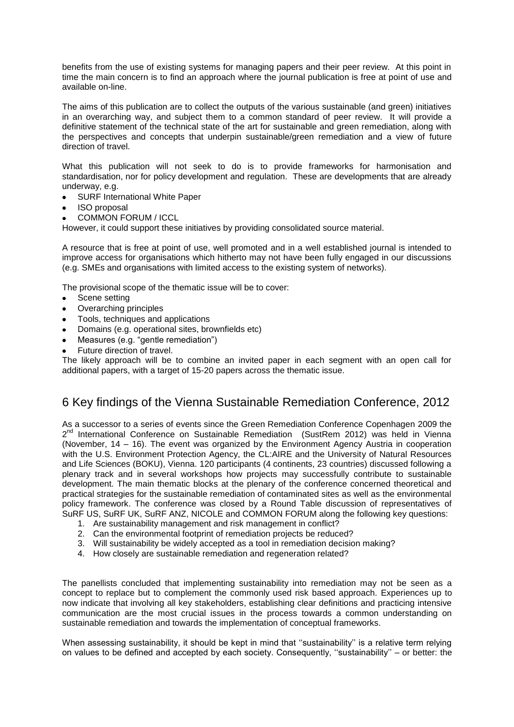benefits from the use of existing systems for managing papers and their peer review. At this point in time the main concern is to find an approach where the journal publication is free at point of use and available on-line.

The aims of this publication are to collect the outputs of the various sustainable (and green) initiatives in an overarching way, and subject them to a common standard of peer review. It will provide a definitive statement of the technical state of the art for sustainable and green remediation, along with the perspectives and concepts that underpin sustainable/green remediation and a view of future direction of travel.

What this publication will not seek to do is to provide frameworks for harmonisation and standardisation, nor for policy development and regulation. These are developments that are already underway, e.g.

- SURF International White Paper
- ISO proposal
- COMMON FORUM / ICCL

However, it could support these initiatives by providing consolidated source material.

A resource that is free at point of use, well promoted and in a well established journal is intended to improve access for organisations which hitherto may not have been fully engaged in our discussions (e.g. SMEs and organisations with limited access to the existing system of networks).

The provisional scope of the thematic issue will be to cover:

- Scene setting
- Overarching principles
- Tools, techniques and applications
- Domains (e.g. operational sites, brownfields etc)
- Measures (e.g. "gentle remediation")
- Future direction of travel.

The likely approach will be to combine an invited paper in each segment with an open call for additional papers, with a target of 15-20 papers across the thematic issue.

## 6 Key findings of the Vienna Sustainable Remediation Conference, 2012

As a successor to a series of events since the Green Remediation Conference Copenhagen 2009 the 2nd International Conference on Sustainable Remediation (SustRem 2012) was held in Vienna (November, 14 – 16). The event was organized by the Environment Agency Austria in cooperation with the U.S. Environment Protection Agency, the CL:AIRE and the University of Natural Resources and Life Sciences (BOKU), Vienna. 120 participants (4 continents, 23 countries) discussed following a plenary track and in several workshops how projects may successfully contribute to sustainable development. The main thematic blocks at the plenary of the conference concerned theoretical and practical strategies for the sustainable remediation of contaminated sites as well as the environmental policy framework. The conference was closed by a Round Table discussion of representatives of SuRF US, SuRF UK, SuRF ANZ, NICOLE and COMMON FORUM along the following key questions:

1. Are sustainability management and risk management in conflict?
2. Can the environmental footprint of remediation projects be reduced?
3. Will sustainability be widely accepted as a tool in remediation decision making?
4. How closely are sustainable remediation and regeneration related?

The panellists concluded that implementing sustainability into remediation may not be seen as a concept to replace but to complement the commonly used risk based approach. Experiences up to now indicate that involving all key stakeholders, establishing clear definitions and practicing intensive communication are the most crucial issues in the process towards a common understanding on sustainable remediation and towards the implementation of conceptual frameworks.

When assessing sustainability, it should be kept in mind that ''sustainability'' is a relative term relying on values to be defined and accepted by each society. Consequently, ''sustainability'' – or better: the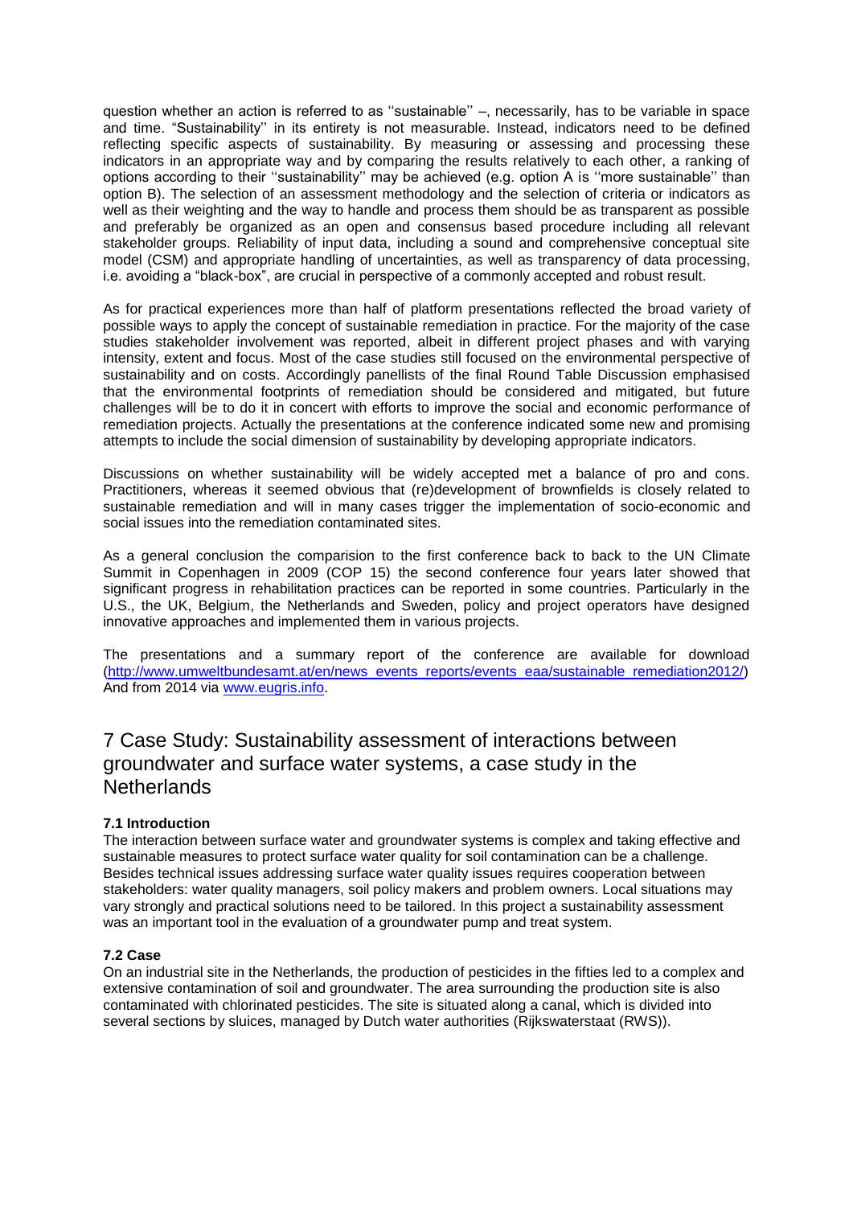question whether an action is referred to as ''sustainable'' –, necessarily, has to be variable in space and time. "Sustainability'' in its entirety is not measurable. Instead, indicators need to be defined reflecting specific aspects of sustainability. By measuring or assessing and processing these indicators in an appropriate way and by comparing the results relatively to each other, a ranking of options according to their ''sustainability'' may be achieved (e.g. option A is ''more sustainable'' than option B). The selection of an assessment methodology and the selection of criteria or indicators as well as their weighting and the way to handle and process them should be as transparent as possible and preferably be organized as an open and consensus based procedure including all relevant stakeholder groups. Reliability of input data, including a sound and comprehensive conceptual site model (CSM) and appropriate handling of uncertainties, as well as transparency of data processing, i.e. avoiding a "black-box", are crucial in perspective of a commonly accepted and robust result.

As for practical experiences more than half of platform presentations reflected the broad variety of possible ways to apply the concept of sustainable remediation in practice. For the majority of the case studies stakeholder involvement was reported, albeit in different project phases and with varying intensity, extent and focus. Most of the case studies still focused on the environmental perspective of sustainability and on costs. Accordingly panellists of the final Round Table Discussion emphasised that the environmental footprints of remediation should be considered and mitigated, but future challenges will be to do it in concert with efforts to improve the social and economic performance of remediation projects. Actually the presentations at the conference indicated some new and promising attempts to include the social dimension of sustainability by developing appropriate indicators.

Discussions on whether sustainability will be widely accepted met a balance of pro and cons. Practitioners, whereas it seemed obvious that (re)development of brownfields is closely related to sustainable remediation and will in many cases trigger the implementation of socio-economic and social issues into the remediation contaminated sites.

As a general conclusion the comparision to the first conference back to back to the UN Climate Summit in Copenhagen in 2009 (COP 15) the second conference four years later showed that significant progress in rehabilitation practices can be reported in some countries. Particularly in the U.S., the UK, Belgium, the Netherlands and Sweden, policy and project operators have designed innovative approaches and implemented them in various projects.

The presentations and a summary report of the conference are available for download (http://www.umweltbundesamt.at/en/news_events_reports/events_eaa/sustainable_remediation2012/) And from 2014 via www.eugris.info.

# 7 Case Study: Sustainability assessment of interactions between groundwater and surface water systems, a case study in the Netherlands

### 7.1 Introduction

The interaction between surface water and groundwater systems is complex and taking effective and sustainable measures to protect surface water quality for soil contamination can be a challenge. Besides technical issues addressing surface water quality issues requires cooperation between stakeholders: water quality managers, soil policy makers and problem owners. Local situations may vary strongly and practical solutions need to be tailored. In this project a sustainability assessment was an important tool in the evaluation of a groundwater pump and treat system.

### 7.2 Case

On an industrial site in the Netherlands, the production of pesticides in the fifties led to a complex and extensive contamination of soil and groundwater. The area surrounding the production site is also contaminated with chlorinated pesticides. The site is situated along a canal, which is divided into several sections by sluices, managed by Dutch water authorities (Rijkswaterstaat (RWS)).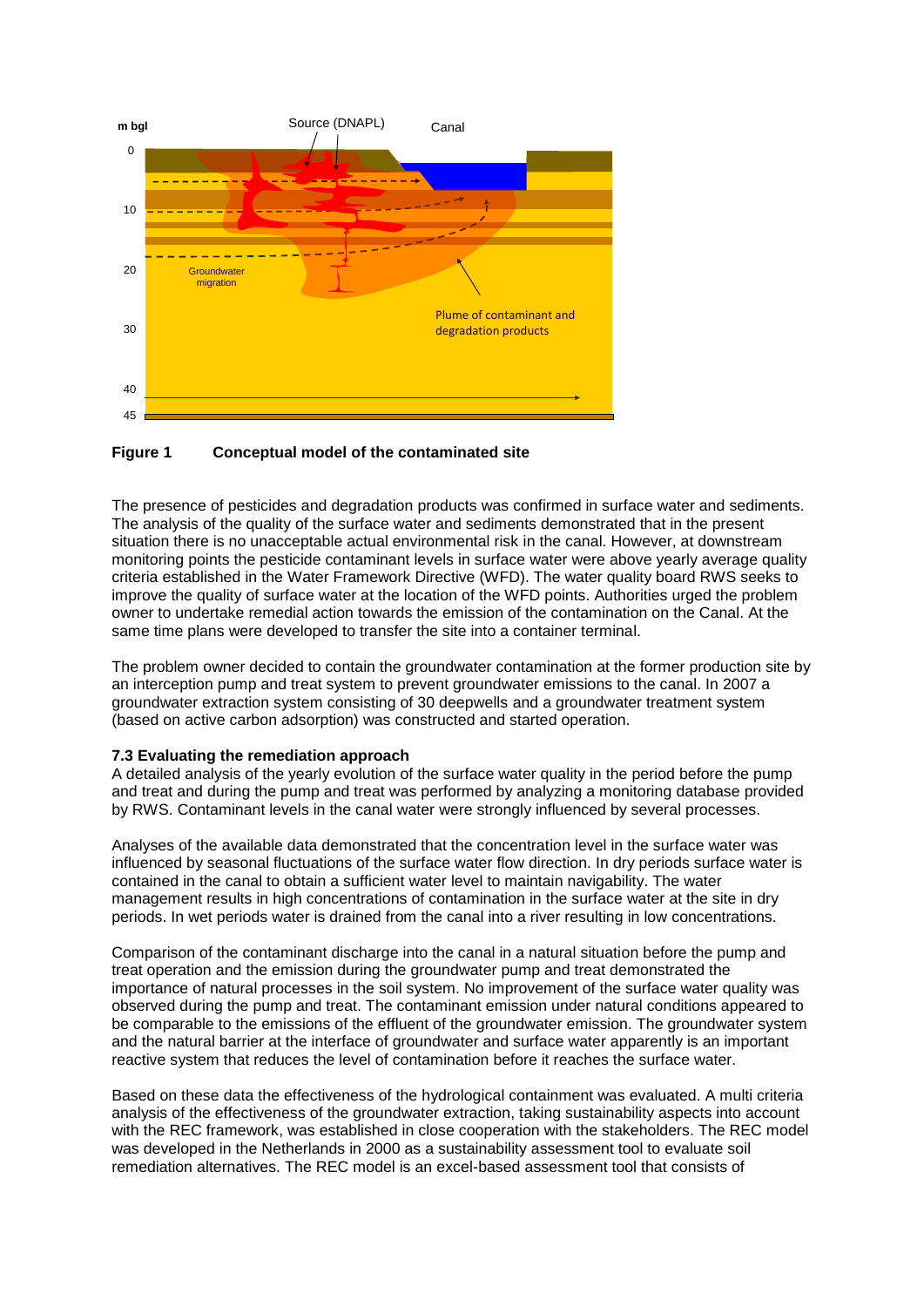**Figure 1 Conceptual model of the contaminated site**

The presence of pesticides and degradation products was confirmed in surface water and sediments. The analysis of the quality of the surface water and sediments demonstrated that in the present situation there is no unacceptable actual environmental risk in the canal. However, at downstream monitoring points the pesticide contaminant levels in surface water were above yearly average quality criteria established in the Water Framework Directive (WFD). The water quality board RWS seeks to improve the quality of surface water at the location of the WFD points. Authorities urged the problem owner to undertake remedial action towards the emission of the contamination on the Canal. At the same time plans were developed to transfer the site into a container terminal.

The problem owner decided to contain the groundwater contamination at the former production site by an interception pump and treat system to prevent groundwater emissions to the canal. In 2007 a groundwater extraction system consisting of 30 deepwells and a groundwater treatment system (based on active carbon adsorption) was constructed and started operation.

### 7.3 Evaluating the remediation approach

A detailed analysis of the yearly evolution of the surface water quality in the period before the pump and treat and during the pump and treat was performed by analyzing a monitoring database provided by RWS. Contaminant levels in the canal water were strongly influenced by several processes.

Analyses of the available data demonstrated that the concentration level in the surface water was influenced by seasonal fluctuations of the surface water flow direction. In dry periods surface water is contained in the canal to obtain a sufficient water level to maintain navigability. The water management results in high concentrations of contamination in the surface water at the site in dry periods. In wet periods water is drained from the canal into a river resulting in low concentrations.

Comparison of the contaminant discharge into the canal in a natural situation before the pump and treat operation and the emission during the groundwater pump and treat demonstrated the importance of natural processes in the soil system. No improvement of the surface water quality was observed during the pump and treat. The contaminant emission under natural conditions appeared to be comparable to the emissions of the effluent of the groundwater emission. The groundwater system and the natural barrier at the interface of groundwater and surface water apparently is an important reactive system that reduces the level of contamination before it reaches the surface water.

Based on these data the effectiveness of the hydrological containment was evaluated. A multi criteria analysis of the effectiveness of the groundwater extraction, taking sustainability aspects into account with the REC framework, was established in close cooperation with the stakeholders. The REC model was developed in the Netherlands in 2000 as a sustainability assessment tool to evaluate soil remediation alternatives. The REC model is an excel-based assessment tool that consists of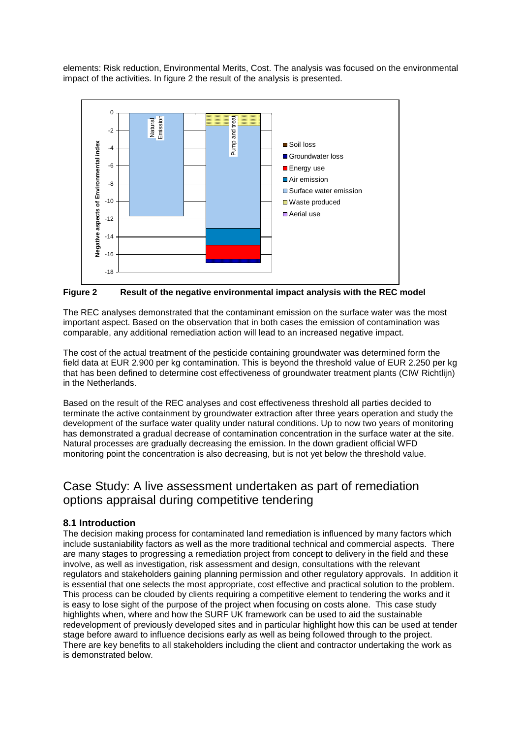elements: Risk reduction, Environmental Merits, Cost. The analysis was focused on the environmental impact of the activities. In figure 2 the result of the analysis is presented.

**Figure 2 Result of the negative environmental impact analysis with the REC model**

The REC analyses demonstrated that the contaminant emission on the surface water was the most important aspect. Based on the observation that in both cases the emission of contamination was comparable, any additional remediation action will lead to an increased negative impact.

The cost of the actual treatment of the pesticide containing groundwater was determined form the field data at EUR 2.900 per kg contamination. This is beyond the threshold value of EUR 2.250 per kg that has been defined to determine cost effectiveness of groundwater treatment plants (CIW Richtlijn) in the Netherlands.

Based on the result of the REC analyses and cost effectiveness threshold all parties decided to terminate the active containment by groundwater extraction after three years operation and study the development of the surface water quality under natural conditions. Up to now two years of monitoring has demonstrated a gradual decrease of contamination concentration in the surface water at the site. Natural processes are gradually decreasing the emission. In the down gradient official WFD monitoring point the concentration is also decreasing, but is not yet below the threshold value.

# Case Study: A live assessment undertaken as part of remediation options appraisal during competitive tendering

### 8.1 Introduction

The decision making process for contaminated land remediation is influenced by many factors which include sustaniability factors as well as the more traditional technical and commercial aspects. There are many stages to progressing a remediation project from concept to delivery in the field and these involve, as well as investigation, risk assessment and design, consultations with the relevant regulators and stakeholders gaining planning permission and other regulatory approvals. In addition it is essential that one selects the most appropriate, cost effective and practical solution to the problem. This process can be clouded by clients requiring a competitive element to tendering the works and it is easy to lose sight of the purpose of the project when focusing on costs alone. This case study highlights when, where and how the SURF UK framework can be used to aid the sustainable redevelopment of previously developed sites and in particular highlight how this can be used at tender stage before award to influence decisions early as well as being followed through to the project. There are key benefits to all stakeholders including the client and contractor undertaking the work as is demonstrated below.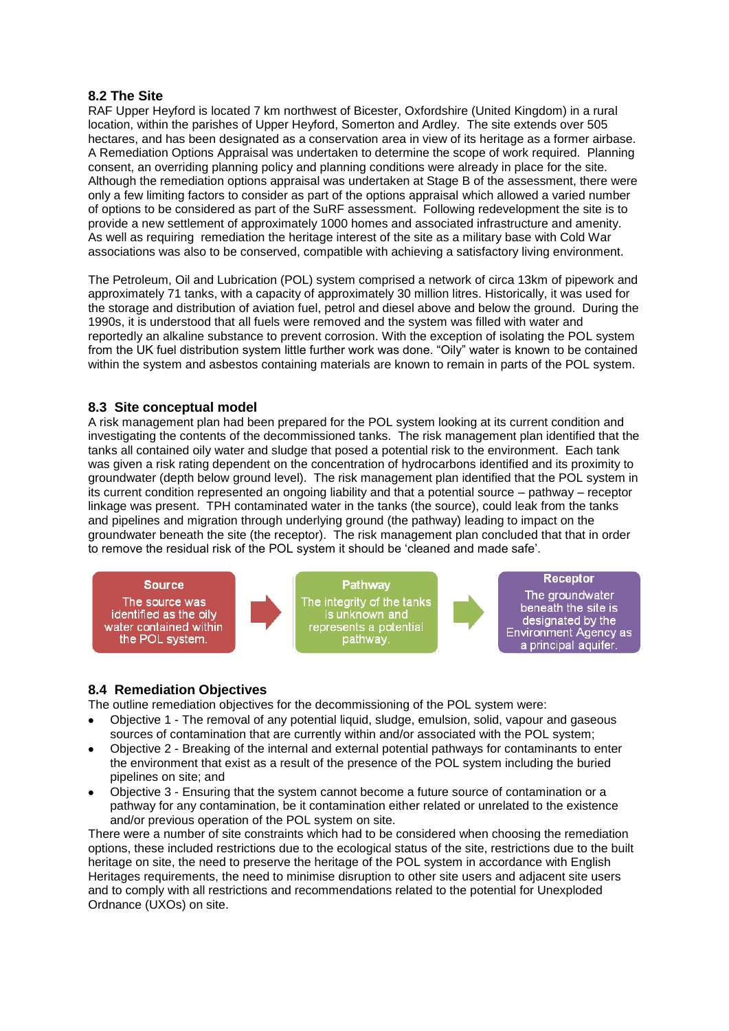## 8.2 The Site

RAF Upper Heyford is located 7 km northwest of Bicester, Oxfordshire (United Kingdom) in a rural location, within the parishes of Upper Heyford, Somerton and Ardley. The site extends over 505 hectares, and has been designated as a conservation area in view of its heritage as a former airbase. A Remediation Options Appraisal was undertaken to determine the scope of work required. Planning consent, an overriding planning policy and planning conditions were already in place for the site. Although the remediation options appraisal was undertaken at Stage B of the assessment, there were only a few limiting factors to consider as part of the options appraisal which allowed a varied number of options to be considered as part of the SuRF assessment. Following redevelopment the site is to provide a new settlement of approximately 1000 homes and associated infrastructure and amenity. As well as requiring remediation the heritage interest of the site as a military base with Cold War associations was also to be conserved, compatible with achieving a satisfactory living environment.

The Petroleum, Oil and Lubrication (POL) system comprised a network of circa 13km of pipework and approximately 71 tanks, with a capacity of approximately 30 million litres. Historically, it was used for the storage and distribution of aviation fuel, petrol and diesel above and below the ground. During the 1990s, it is understood that all fuels were removed and the system was filled with water and reportedly an alkaline substance to prevent corrosion. With the exception of isolating the POL system from the UK fuel distribution system little further work was done. "Oily" water is known to be contained within the system and asbestos containing materials are known to remain in parts of the POL system.

## 8.3 Site conceptual model

A risk management plan had been prepared for the POL system looking at its current condition and investigating the contents of the decommissioned tanks. The risk management plan identified that the tanks all contained oily water and sludge that posed a potential risk to the environment. Each tank was given a risk rating dependent on the concentration of hydrocarbons identified and its proximity to groundwater (depth below ground level). The risk management plan identified that the POL system in its current condition represented an ongoing liability and that a potential source – pathway – receptor linkage was present. TPH contaminated water in the tanks (the source), could leak from the tanks and pipelines and migration through underlying ground (the pathway) leading to impact on the groundwater beneath the site (the receptor). The risk management plan concluded that that in order to remove the residual risk of the POL system it should be 'cleaned and made safe'.

**Source**
The source was identified as the oily water contained within the POL system.

→

**Pathway**
The integrity of the tanks is unknown and represents a potential pathway.

→

**Receptor**
The groundwater beneath the site is designated by the Environment Agency as a principal aquifer.

## 8.4 Remediation Objectives

The outline remediation objectives for the decommissioning of the POL system were:

- Objective 1 - The removal of any potential liquid, sludge, emulsion, solid, vapour and gaseous sources of contamination that are currently within and/or associated with the POL system;
- Objective 2 - Breaking of the internal and external potential pathways for contaminants to enter the environment that exist as a result of the presence of the POL system including the buried pipelines on site; and
- Objective 3 - Ensuring that the system cannot become a future source of contamination or a pathway for any contamination, be it contamination either related or unrelated to the existence and/or previous operation of the POL system on site.

There were a number of site constraints which had to be considered when choosing the remediation options, these included restrictions due to the ecological status of the site, restrictions due to the built heritage on site, the need to preserve the heritage of the POL system in accordance with English Heritages requirements, the need to minimise disruption to other site users and adjacent site users and to comply with all restrictions and recommendations related to the potential for Unexploded Ordnance (UXOs) on site.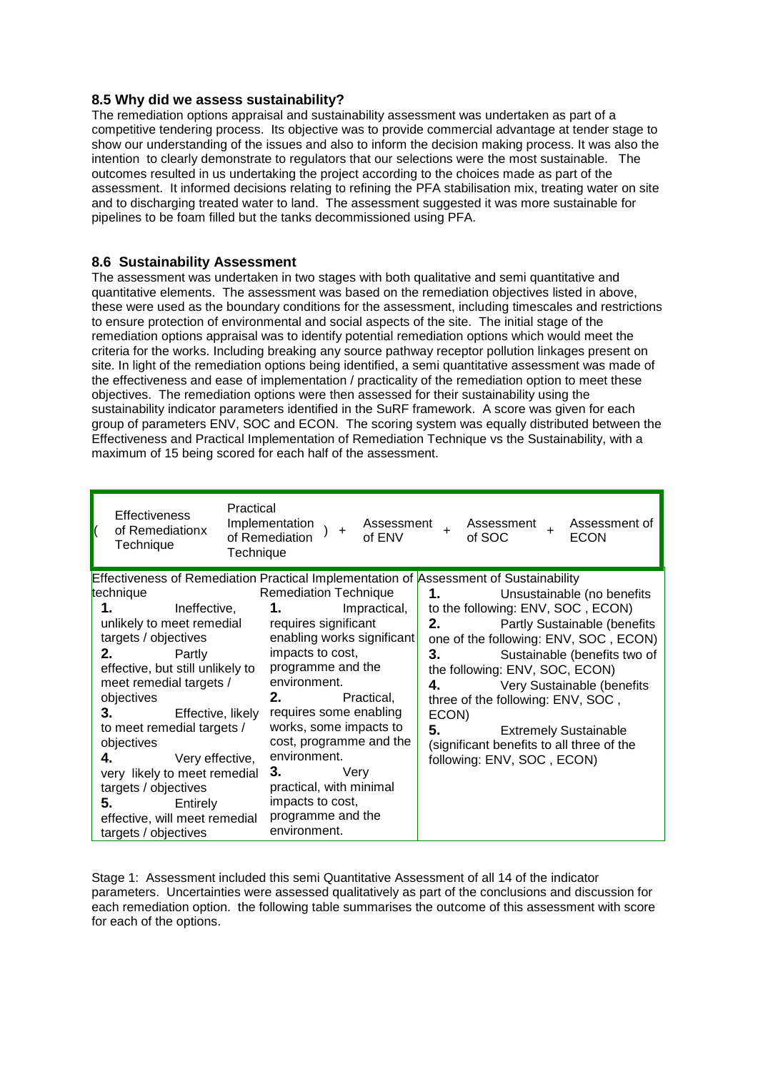### 8.5 Why did we assess sustainability?

The remediation options appraisal and sustainability assessment was undertaken as part of a competitive tendering process. Its objective was to provide commercial advantage at tender stage to show our understanding of the issues and also to inform the decision making process. It was also the intention to clearly demonstrate to regulators that our selections were the most sustainable. The outcomes resulted in us undertaking the project according to the choices made as part of the assessment. It informed decisions relating to refining the PFA stabilisation mix, treating water on site and to discharging treated water to land. The assessment suggested it was more sustainable for pipelines to be foam filled but the tanks decommissioned using PFA.

### 8.6 Sustainability Assessment

The assessment was undertaken in two stages with both qualitative and semi quantitative and quantitative elements. The assessment was based on the remediation objectives listed in above, these were used as the boundary conditions for the assessment, including timescales and restrictions to ensure protection of environmental and social aspects of the site. The initial stage of the remediation options appraisal was to identify potential remediation options which would meet the criteria for the works. Including breaking any source pathway receptor pollution linkages present on site. In light of the remediation options being identified, a semi quantitative assessment was made of the effectiveness and ease of implementation / practicality of the remediation option to meet these objectives. The remediation options were then assessed for their sustainability using the sustainability indicator parameters identified in the SuRF framework. A score was given for each group of parameters ENV, SOC and ECON. The scoring system was equally distributed between the Effectiveness and Practical Implementation of Remediation Technique vs the Sustainability, with a maximum of 15 being scored for each half of the assessment.

( Effectiveness of Remediationx Technique × Practical Implementation of Remediation Technique ) + Assessment of ENV + Assessment of SOC + Assessment of ECON

| Effectiveness of Remediation technique | Practical Implementation of Remediation Technique | Assessment of Sustainability |
|---|---|---|
| **1.** Ineffective, unlikely to meet remedial targets / objectives<br>**2.** Partly effective, but still unlikely to meet remedial targets / objectives<br>**3.** Effective, likely to meet remedial targets / objectives<br>**4.** Very effective, very likely to meet remedial targets / objectives<br>**5.** Entirely effective, will meet remedial targets / objectives | **1.** Impractical, requires significant enabling works significant impacts to cost, programme and the environment.<br>**2.** Practical, requires some enabling works, some impacts to cost, programme and the environment.<br>**3.** Very practical, with minimal impacts to cost, programme and the environment. | **1.** Unsustainable (no benefits to the following: ENV, SOC , ECON)<br>**2.** Partly Sustainable (benefits one of the following: ENV, SOC , ECON)<br>**3.** Sustainable (benefits two of the following: ENV, SOC, ECON)<br>**4.** Very Sustainable (benefits three of the following: ENV, SOC , ECON)<br>**5.** Extremely Sustainable (significant benefits to all three of the following: ENV, SOC , ECON) |

Stage 1: Assessment included this semi Quantitative Assessment of all 14 of the indicator parameters. Uncertainties were assessed qualitatively as part of the conclusions and discussion for each remediation option. the following table summarises the outcome of this assessment with score for each of the options.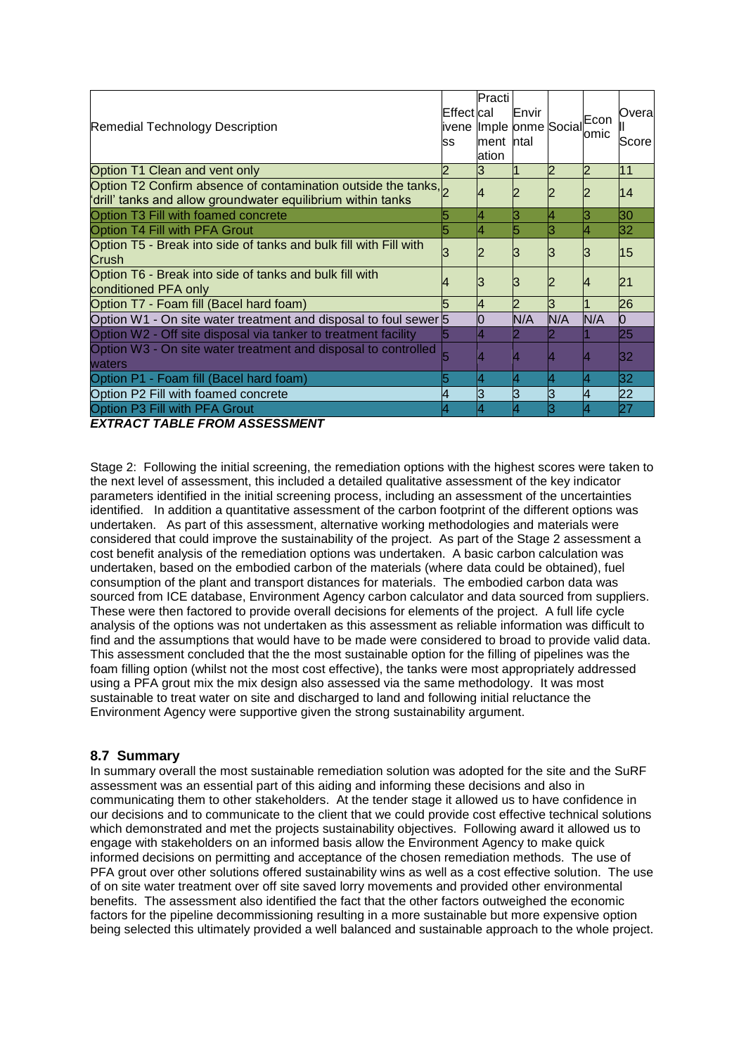| Remedial Technology Description | Effectiveness | Practical Implementation | Environmental | Social | Economic | Overall Score |
|---|---|---|---|---|---|---|
| Option T1 Clean and vent only | 2 | 3 | 1 | 2 | 2 | 11 |
| Option T2 Confirm absence of contamination outside the tanks, 'drill' tanks and allow groundwater equilibrium within tanks | 2 | 4 | 2 | 2 | 2 | 14 |
| Option T3 Fill with foamed concrete | 5 | 4 | 3 | 4 | 3 | 30 |
| Option T4 Fill with PFA Grout | 5 | 4 | 5 | 3 | 4 | 32 |
| Option T5 - Break into side of tanks and bulk fill with Fill with Crush | 3 | 2 | 3 | 3 | 3 | 15 |
| Option T6 - Break into side of tanks and bulk fill with conditioned PFA only | 4 | 3 | 3 | 2 | 4 | 21 |
| Option T7 - Foam fill (Bacel hard foam) | 5 | 4 | 2 | 3 | 1 | 26 |
| Option W1 - On site water treatment and disposal to foul sewer | 5 | 0 | N/A | N/A | N/A | 0 |
| Option W2 - Off site disposal via tanker to treatment facility | 5 | 4 | 2 | 2 | 1 | 25 |
| Option W3 - On site water treatment and disposal to controlled waters | 5 | 4 | 4 | 4 | 4 | 32 |
| Option P1 - Foam fill (Bacel hard foam) | 5 | 4 | 4 | 4 | 4 | 32 |
| Option P2 Fill with foamed concrete | 4 | 3 | 3 | 3 | 4 | 22 |
| Option P3 Fill with PFA Grout | 4 | 4 | 4 | 3 | 4 | 27 |

***EXTRACT TABLE FROM ASSESSMENT***

Stage 2: Following the initial screening, the remediation options with the highest scores were taken to the next level of assessment, this included a detailed qualitative assessment of the key indicator parameters identified in the initial screening process, including an assessment of the uncertainties identified. In addition a quantitative assessment of the carbon footprint of the different options was undertaken. As part of this assessment, alternative working methodologies and materials were considered that could improve the sustainability of the project. As part of the Stage 2 assessment a cost benefit analysis of the remediation options was undertaken. A basic carbon calculation was undertaken, based on the embodied carbon of the materials (where data could be obtained), fuel consumption of the plant and transport distances for materials. The embodied carbon data was sourced from ICE database, Environment Agency carbon calculator and data sourced from suppliers. These were then factored to provide overall decisions for elements of the project. A full life cycle analysis of the options was not undertaken as this assessment as reliable information was difficult to find and the assumptions that would have to be made were considered to broad to provide valid data. This assessment concluded that the the most sustainable option for the filling of pipelines was the foam filling option (whilst not the most cost effective), the tanks were most appropriately addressed using a PFA grout mix the mix design also assessed via the same methodology. It was most sustainable to treat water on site and discharged to land and following initial reluctance the Environment Agency were supportive given the strong sustainability argument.

## 8.7 Summary

In summary overall the most sustainable remediation solution was adopted for the site and the SuRF assessment was an essential part of this aiding and informing these decisions and also in communicating them to other stakeholders. At the tender stage it allowed us to have confidence in our decisions and to communicate to the client that we could provide cost effective technical solutions which demonstrated and met the projects sustainability objectives. Following award it allowed us to engage with stakeholders on an informed basis allow the Environment Agency to make quick informed decisions on permitting and acceptance of the chosen remediation methods. The use of PFA grout over other solutions offered sustainability wins as well as a cost effective solution. The use of on site water treatment over off site saved lorry movements and provided other environmental benefits. The assessment also identified the fact that the other factors outweighed the economic factors for the pipeline decommissioning resulting in a more sustainable but more expensive option being selected this ultimately provided a well balanced and sustainable approach to the whole project.